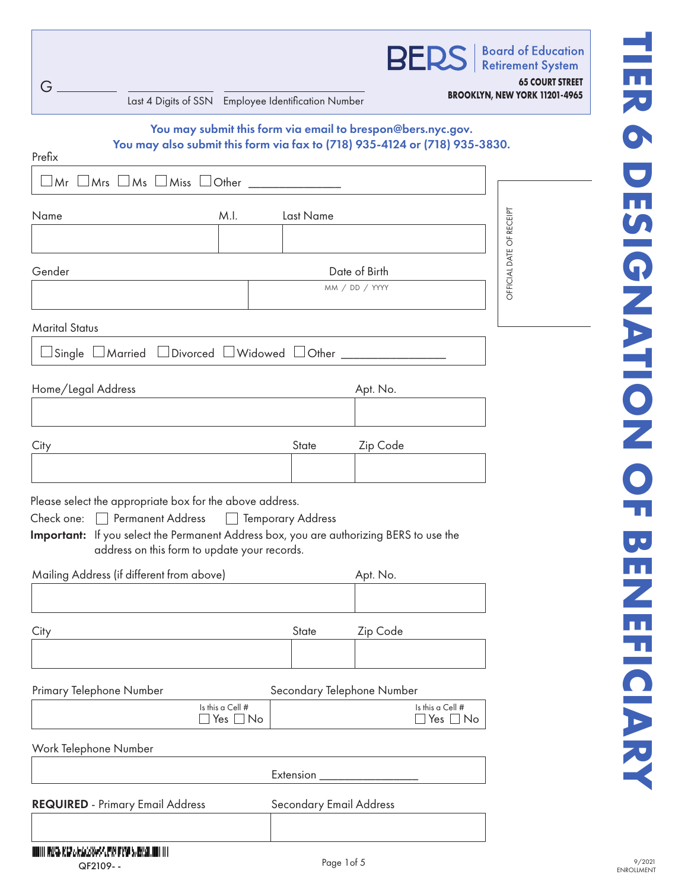# TIER 6 DESIGNATION OF BENEFICIARY

**BERS** | Board of Education Retirement System

**65 COURT STREET**
**BROOKLYN, NEW YORK 11201-4965**

G __________ ______________ ______________________

Last 4 Digits of SSN    Employee Identification Number

**You may submit this form via email to brespon@bers.nyc.gov.**
**You may also submit this form via fax to (718) 935-4124 or (718) 935-3830.**

OFFICIAL DATE OF RECEIPT

Prefix

☐ Mr ☐ Mrs ☐ Ms ☐ Miss ☐ Other ______________

| Name | M.I. | Last Name |
|---|---|---|
| | | |

| Gender | Date of Birth |
|---|---|
| | MM / DD / YYYY |

Marital Status

☐ Single ☐ Married ☐ Divorced ☐ Widowed ☐ Other ________________

| Home/Legal Address | Apt. No. |
|---|---|
| | |

| City | State | Zip Code |
|---|---|---|
| | | |

Please select the appropriate box for the above address.

Check one: ☐ Permanent Address ☐ Temporary Address

**Important:** If you select the Permanent Address box, you are authorizing BERS to use the address on this form to update your records.

| Mailing Address (if different from above) | Apt. No. |
|---|---|
| | |

| City | State | Zip Code |
|---|---|---|
| | | |

| Primary Telephone Number | Secondary Telephone Number |
|---|---|
| Is this a Cell # ☐ Yes ☐ No | Is this a Cell # ☐ Yes ☐ No |

Work Telephone Number

Extension ________________

| **REQUIRED** - Primary Email Address | Secondary Email Address |
|---|---|
| | |

QF2109- -

9/2021
ENROLLMENT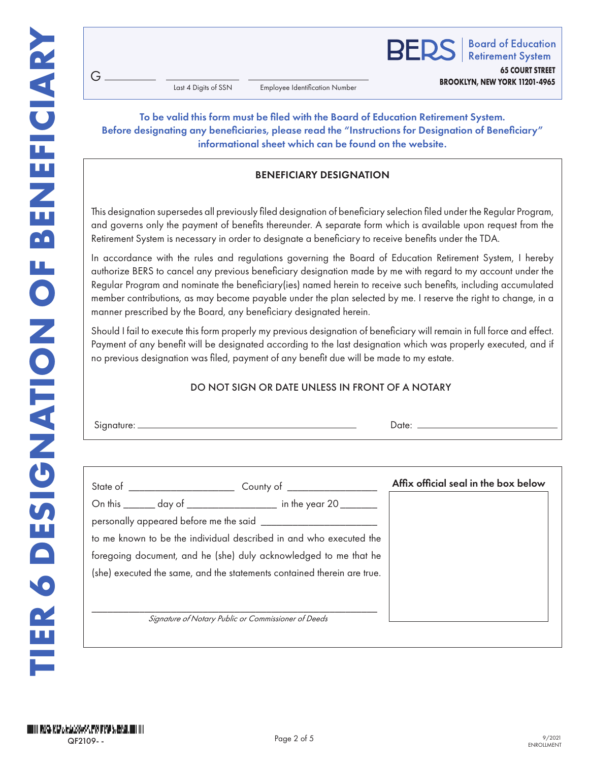# TIER 6 DESIGNATION OF BENEFICIARY

G __________ __________ ____________________

Last 4 Digits of SSN — Employee Identification Number

**BERS** | Board of Education Retirement System

**65 COURT STREET**
**BROOKLYN, NEW YORK 11201-4965**

**To be valid this form must be filed with the Board of Education Retirement System. Before designating any beneficiaries, please read the "Instructions for Designation of Beneficiary" informational sheet which can be found on the website.**

## BENEFICIARY DESIGNATION

This designation supersedes all previously filed designation of beneficiary selection filed under the Regular Program, and governs only the payment of benefits thereunder. A separate form which is available upon request from the Retirement System is necessary in order to designate a beneficiary to receive benefits under the TDA.

In accordance with the rules and regulations governing the Board of Education Retirement System, I hereby authorize BERS to cancel any previous beneficiary designation made by me with regard to my account under the Regular Program and nominate the beneficiary(ies) named herein to receive such benefits, including accumulated member contributions, as may become payable under the plan selected by me. I reserve the right to change, in a manner prescribed by the Board, any beneficiary designated herein.

Should I fail to execute this form properly my previous designation of beneficiary will remain in full force and effect. Payment of any benefit will be designated according to the last designation which was properly executed, and if no previous designation was filed, payment of any benefit due will be made to my estate.

DO NOT SIGN OR DATE UNLESS IN FRONT OF A NOTARY

Signature: ______________________________ Date: ____________________

State of ____________________ County of __________________

On this ______ day of __________________ in the year 20_______

personally appeared before me the said ______________________

to me known to be the individual described in and who executed the foregoing document, and he (she) duly acknowledged to me that he (she) executed the same, and the statements contained therein are true.

______________________________________________

*Signature of Notary Public or Commissioner of Deeds*

**Affix official seal in the box below**

QF2109- -

9/2021
ENROLLMENT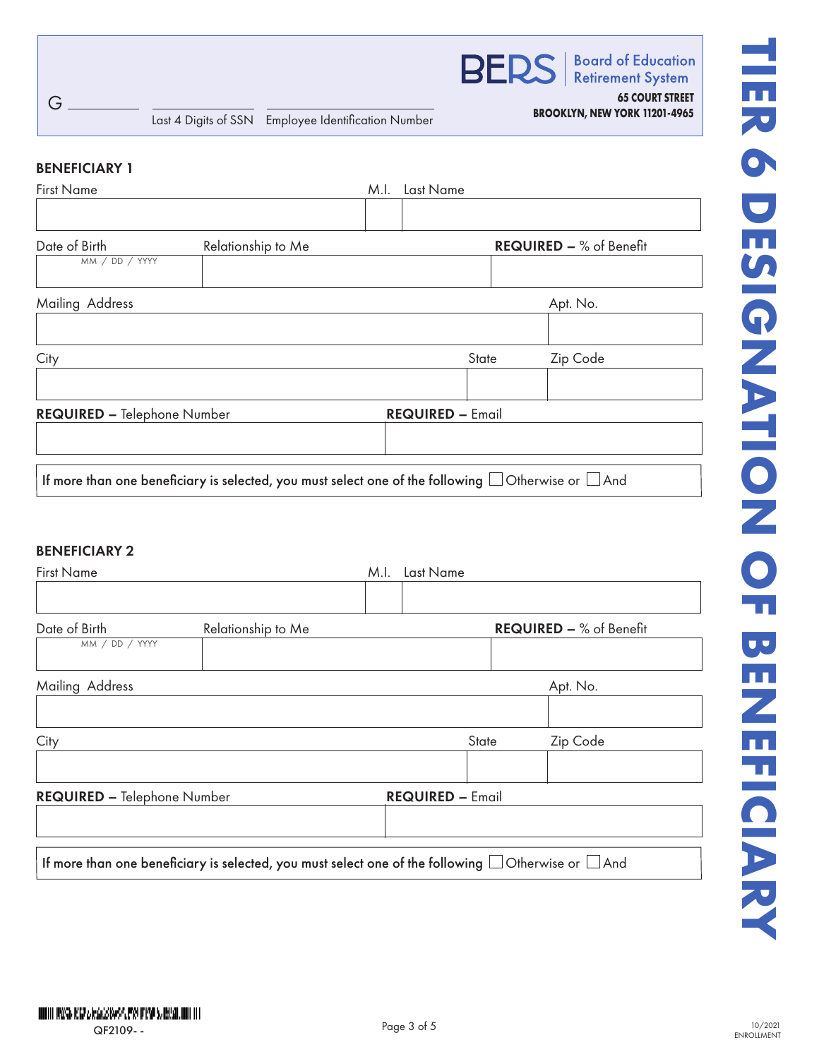# TIER 6 DESIGNATION OF BENEFICIARY

**BERS** | Board of Education Retirement System

**65 COURT STREET**
**BROOKLYN, NEW YORK 11201-4965**

G ________ Last 4 Digits of SSN ________ Employee Identification Number ________

## BENEFICIARY 1

| First Name | M.I. | Last Name |
|---|---|---|
| | | |

| Date of Birth (MM / DD / YYYY) | Relationship to Me | **REQUIRED –** % of Benefit |
|---|---|---|
| | | |

| Mailing Address | Apt. No. |
|---|---|
| | |

| City | State | Zip Code |
|---|---|---|
| | | |

| **REQUIRED –** Telephone Number | **REQUIRED –** Email |
|---|---|
| | |

**If more than one beneficiary is selected, you must select one of the following** ☐ Otherwise or ☐ And

## BENEFICIARY 2

| First Name | M.I. | Last Name |
|---|---|---|
| | | |

| Date of Birth (MM / DD / YYYY) | Relationship to Me | **REQUIRED –** % of Benefit |
|---|---|---|
| | | |

| Mailing Address | Apt. No. |
|---|---|
| | |

| City | State | Zip Code |
|---|---|---|
| | | |

| **REQUIRED –** Telephone Number | **REQUIRED –** Email |
|---|---|
| | |

**If more than one beneficiary is selected, you must select one of the following** ☐ Otherwise or ☐ And

QF2109- -

10/2021
ENROLLMENT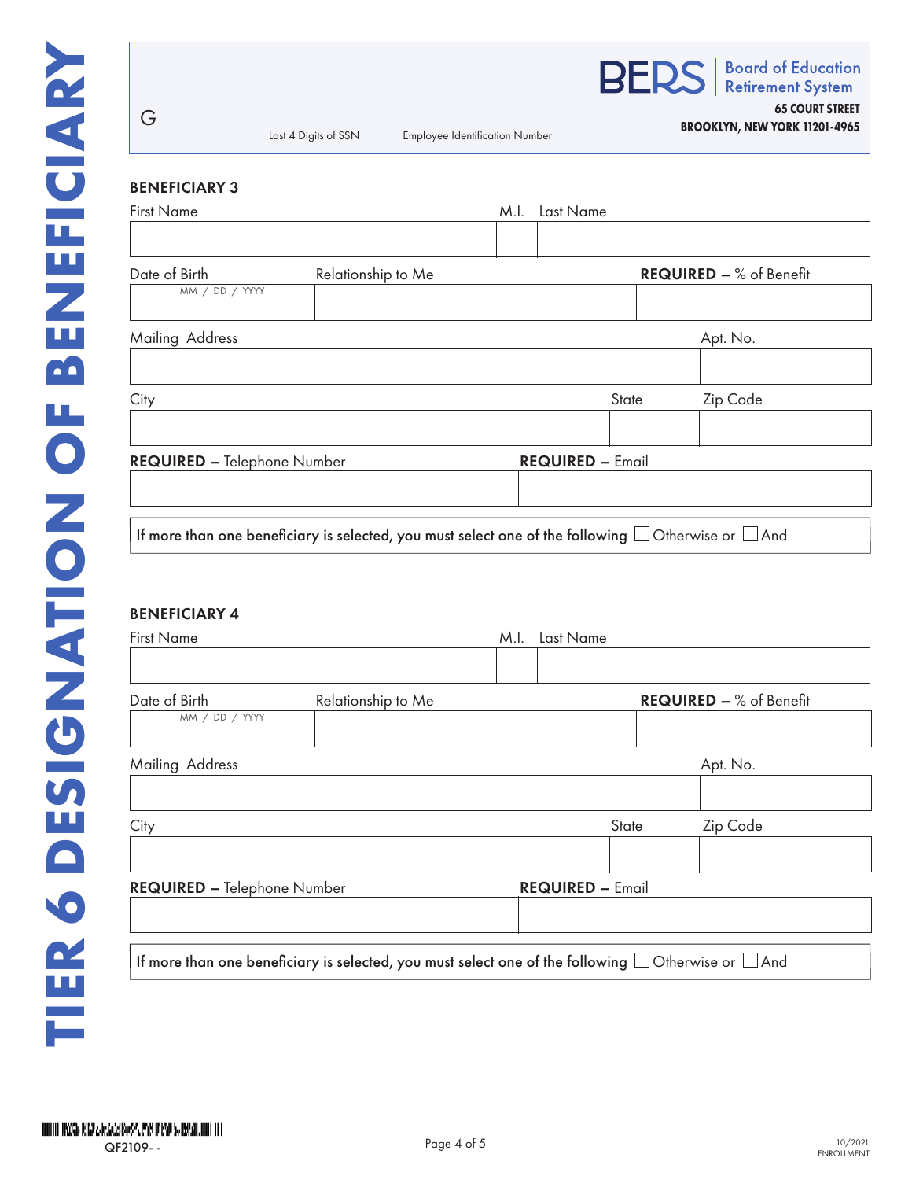# TIER 6 DESIGNATION OF BENEFICIARY

G ______ ______ ______

Last 4 Digits of SSN | Employee Identification Number

**BERS** Board of Education Retirement System
**65 COURT STREET**
**BROOKLYN, NEW YORK 11201-4965**

## BENEFICIARY 3

| First Name | M.I. | Last Name |
|---|---|---|
| | | |

| Date of Birth (MM / DD / YYYY) | Relationship to Me | **REQUIRED –** % of Benefit |
|---|---|---|
| | | |

| Mailing Address | Apt. No. |
|---|---|
| | |

| City | State | Zip Code |
|---|---|---|
| | | |

| **REQUIRED –** Telephone Number | **REQUIRED –** Email |
|---|---|
| | |

If more than one beneficiary is selected, you must select one of the following ☐ Otherwise or ☐ And

## BENEFICIARY 4

| First Name | M.I. | Last Name |
|---|---|---|
| | | |

| Date of Birth (MM / DD / YYYY) | Relationship to Me | **REQUIRED –** % of Benefit |
|---|---|---|
| | | |

| Mailing Address | Apt. No. |
|---|---|
| | |

| City | State | Zip Code |
|---|---|---|
| | | |

| **REQUIRED –** Telephone Number | **REQUIRED –** Email |
|---|---|
| | |

If more than one beneficiary is selected, you must select one of the following ☐ Otherwise or ☐ And

QF2109- -

10/2021
ENROLLMENT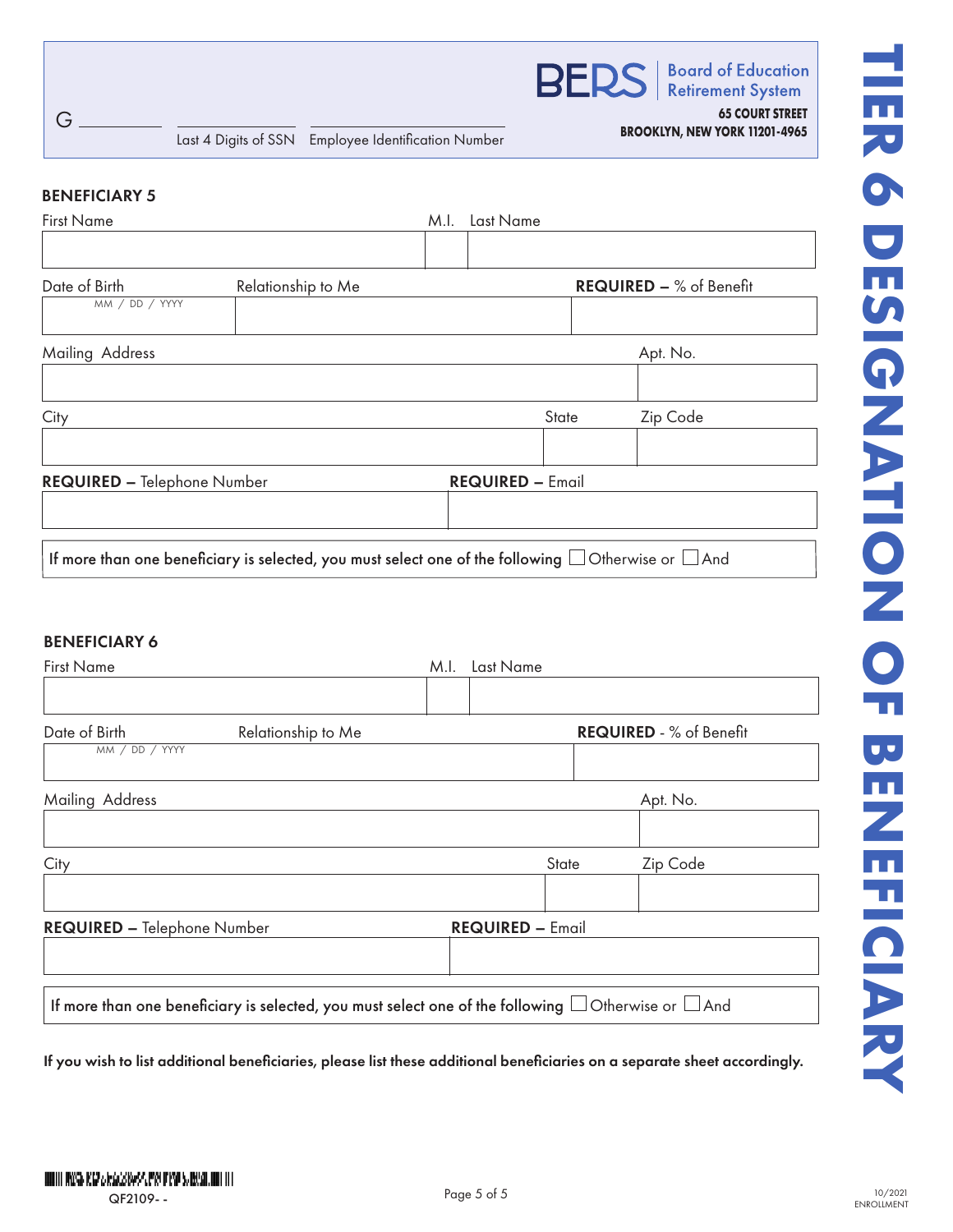G __________ Last 4 Digits of SSN Employee Identification Number

**BERS** Board of Education Retirement System
**65 COURT STREET**
**BROOKLYN, NEW YORK 11201-4965**

# TIER 6 DESIGNATION OF BENEFICIARY

## BENEFICIARY 5

| First Name | M.I. | Last Name |
|---|---|---|
| | | |

| Date of Birth (MM / DD / YYYY) | Relationship to Me | **REQUIRED –** % of Benefit |
|---|---|---|
| | | |

| Mailing Address | Apt. No. |
|---|---|
| | |

| City | State | Zip Code |
|---|---|---|
| | | |

| **REQUIRED –** Telephone Number | **REQUIRED –** Email |
|---|---|
| | |

**If more than one beneficiary is selected, you must select one of the following** ☐ Otherwise or ☐ And

## BENEFICIARY 6

| First Name | M.I. | Last Name |
|---|---|---|
| | | |

| Date of Birth (MM / DD / YYYY) | Relationship to Me | **REQUIRED -** % of Benefit |
|---|---|---|
| | | |

| Mailing Address | Apt. No. |
|---|---|
| | |

| City | State | Zip Code |
|---|---|---|
| | | |

| **REQUIRED –** Telephone Number | **REQUIRED –** Email |
|---|---|
| | |

**If more than one beneficiary is selected, you must select one of the following** ☐ Otherwise or ☐ And

**If you wish to list additional beneficiaries, please list these additional beneficiaries on a separate sheet accordingly.**

QF2109- -

10/2021
ENROLLMENT